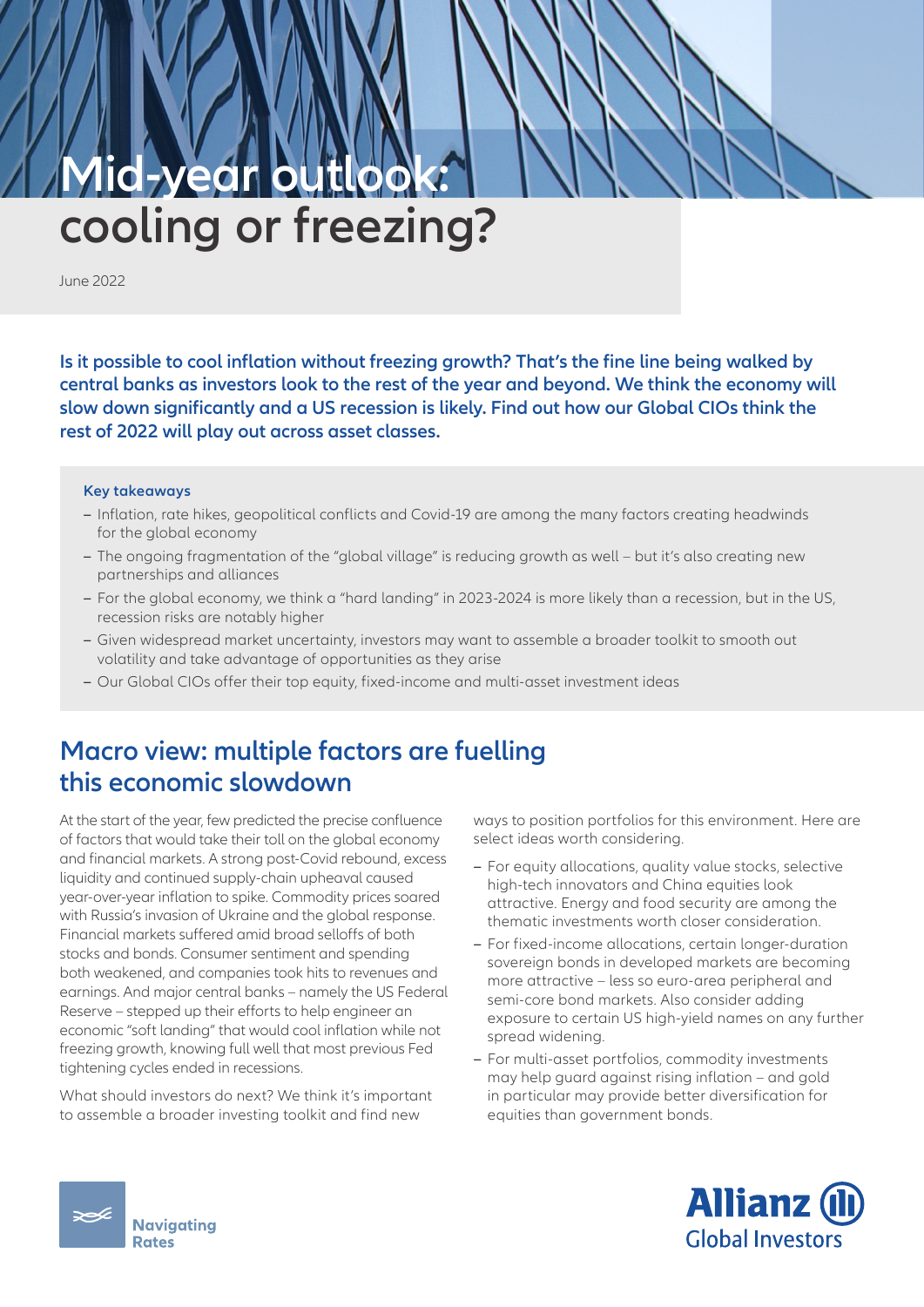# Mid-year outlook: cooling or freezing?

June 2022

**Is it possible to cool inflation without freezing growth? That's the fine line being walked by central banks as investors look to the rest of the year and beyond. We think the economy will slow down significantly and a US recession is likely. Find out how our Global CIOs think the rest of 2022 will play out across asset classes.**

### Key takeaways

- Inflation, rate hikes, geopolitical conflicts and Covid-19 are among the many factors creating headwinds for the global economy
- The ongoing fragmentation of the "global village" is reducing growth as well – but it's also creating new partnerships and alliances
- For the global economy, we think a "hard landing" in 2023-2024 is more likely than a recession, but in the US, recession risks are notably higher
- Given widespread market uncertainty, investors may want to assemble a broader toolkit to smooth out volatility and take advantage of opportunities as they arise
- Our Global CIOs offer their top equity, fixed-income and multi-asset investment ideas

## Macro view: multiple factors are fuelling this economic slowdown

At the start of the year, few predicted the precise confluence of factors that would take their toll on the global economy and financial markets. A strong post-Covid rebound, excess liquidity and continued supply-chain upheaval caused year-over-year inflation to spike. Commodity prices soared with Russia's invasion of Ukraine and the global response. Financial markets suffered amid broad selloffs of both stocks and bonds. Consumer sentiment and spending both weakened, and companies took hits to revenues and earnings. And major central banks – namely the US Federal Reserve – stepped up their efforts to help engineer an economic "soft landing" that would cool inflation while not freezing growth, knowing full well that most previous Fed tightening cycles ended in recessions.

What should investors do next? We think it's important to assemble a broader investing toolkit and find new ways to position portfolios for this environment. Here are select ideas worth considering.

- For equity allocations, quality value stocks, selective high-tech innovators and China equities look attractive. Energy and food security are among the thematic investments worth closer consideration.
- For fixed-income allocations, certain longer-duration sovereign bonds in developed markets are becoming more attractive – less so euro-area peripheral and semi-core bond markets. Also consider adding exposure to certain US high-yield names on any further spread widening.
- For multi-asset portfolios, commodity investments may help guard against rising inflation – and gold in particular may provide better diversification for equities than government bonds.

Navigating Rates

Allianz Global Investors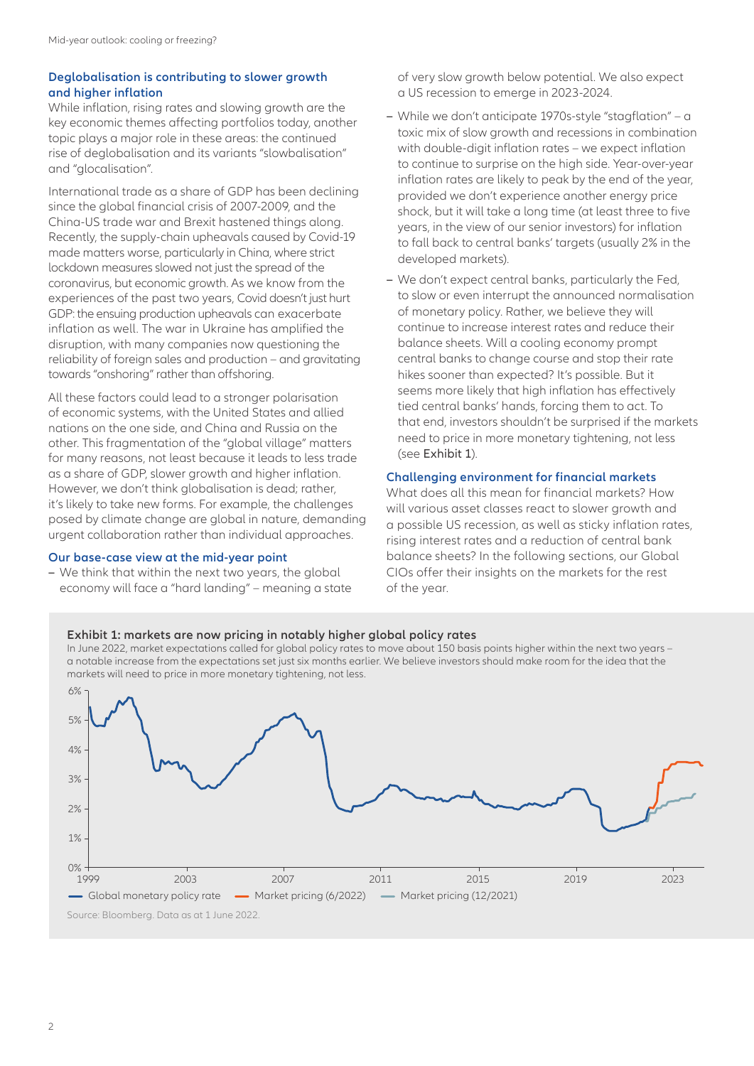### Deglobalisation is contributing to slower growth and higher inflation

While inflation, rising rates and slowing growth are the key economic themes affecting portfolios today, another topic plays a major role in these areas: the continued rise of deglobalisation and its variants "slowbalisation" and "glocalisation".

International trade as a share of GDP has been declining since the global financial crisis of 2007-2009, and the China-US trade war and Brexit hastened things along. Recently, the supply-chain upheavals caused by Covid-19 made matters worse, particularly in China, where strict lockdown measures slowed not just the spread of the coronavirus, but economic growth. As we know from the experiences of the past two years, Covid doesn't just hurt GDP: the ensuing production upheavals can exacerbate inflation as well. The war in Ukraine has amplified the disruption, with many companies now questioning the reliability of foreign sales and production – and gravitating towards "onshoring" rather than offshoring.

All these factors could lead to a stronger polarisation of economic systems, with the United States and allied nations on the one side, and China and Russia on the other. This fragmentation of the "global village" matters for many reasons, not least because it leads to less trade as a share of GDP, slower growth and higher inflation. However, we don't think globalisation is dead; rather, it's likely to take new forms. For example, the challenges posed by climate change are global in nature, demanding urgent collaboration rather than individual approaches.

### Our base-case view at the mid-year point

- We think that within the next two years, the global economy will face a "hard landing" – meaning a state of very slow growth below potential. We also expect a US recession to emerge in 2023-2024.
- While we don't anticipate 1970s-style "stagflation" – a toxic mix of slow growth and recessions in combination with double-digit inflation rates – we expect inflation to continue to surprise on the high side. Year-over-year inflation rates are likely to peak by the end of the year, provided we don't experience another energy price shock, but it will take a long time (at least three to five years, in the view of our senior investors) for inflation to fall back to central banks' targets (usually 2% in the developed markets).
- We don't expect central banks, particularly the Fed, to slow or even interrupt the announced normalisation of monetary policy. Rather, we believe they will continue to increase interest rates and reduce their balance sheets. Will a cooling economy prompt central banks to change course and stop their rate hikes sooner than expected? It's possible. But it seems more likely that high inflation has effectively tied central banks' hands, forcing them to act. To that end, investors shouldn't be surprised if the markets need to price in more monetary tightening, not less (see Exhibit 1).

### Challenging environment for financial markets

What does all this mean for financial markets? How will various asset classes react to slower growth and a possible US recession, as well as sticky inflation rates, rising interest rates and a reduction of central bank balance sheets? In the following sections, our Global CIOs offer their insights on the markets for the rest of the year.

**Exhibit 1: markets are now pricing in notably higher global policy rates**

In June 2022, market expectations called for global policy rates to move about 150 basis points higher within the next two years – a notable increase from the expectations set just six months earlier. We believe investors should make room for the idea that the markets will need to price in more monetary tightening, not less.

6%
5%
4%
3%
2%
1%
0%
1999 2003 2007 2011 2015 2019 2023

Global monetary policy rate — Market pricing (6/2022) — Market pricing (12/2021)

Source: Bloomberg. Data as at 1 June 2022.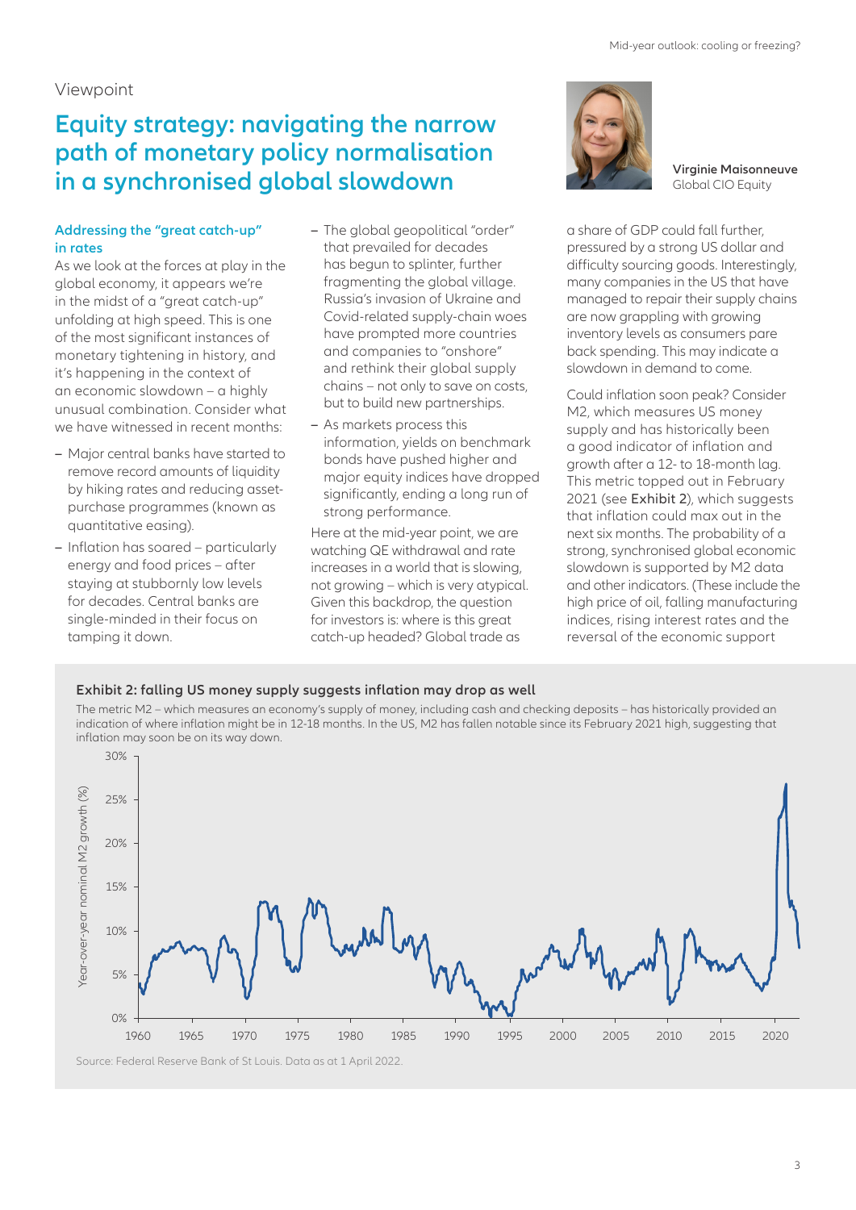Viewpoint

# Equity strategy: navigating the narrow path of monetary policy normalisation in a synchronised global slowdown

**Virginie Maisonneuve**
Global CIO Equity

### Addressing the "great catch-up" in rates

As we look at the forces at play in the global economy, it appears we're in the midst of a "great catch-up" unfolding at high speed. This is one of the most significant instances of monetary tightening in history, and it's happening in the context of an economic slowdown – a highly unusual combination. Consider what we have witnessed in recent months:

- Major central banks have started to remove record amounts of liquidity by hiking rates and reducing asset-purchase programmes (known as quantitative easing).
- Inflation has soared – particularly energy and food prices – after staying at stubbornly low levels for decades. Central banks are single-minded in their focus on tamping it down.
- The global geopolitical "order" that prevailed for decades has begun to splinter, further fragmenting the global village. Russia's invasion of Ukraine and Covid-related supply-chain woes have prompted more countries and companies to "onshore" and rethink their global supply chains – not only to save on costs, but to build new partnerships.
- As markets process this information, yields on benchmark bonds have pushed higher and major equity indices have dropped significantly, ending a long run of strong performance.

Here at the mid-year point, we are watching QE withdrawal and rate increases in a world that is slowing, not growing – which is very atypical. Given this backdrop, the question for investors is: where is this great catch-up headed? Global trade as a share of GDP could fall further, pressured by a strong US dollar and difficulty sourcing goods. Interestingly, many companies in the US that have managed to repair their supply chains are now grappling with growing inventory levels as consumers pare back spending. This may indicate a slowdown in demand to come.

Could inflation soon peak? Consider M2, which measures US money supply and has historically been a good indicator of inflation and growth after a 12- to 18-month lag. This metric topped out in February 2021 (see **Exhibit 2**), which suggests that inflation could max out in the next six months. The probability of a strong, synchronised global economic slowdown is supported by M2 data and other indicators. (These include the high price of oil, falling manufacturing indices, rising interest rates and the reversal of the economic support

**Exhibit 2: falling US money supply suggests inflation may drop as well**

The metric M2 – which measures an economy's supply of money, including cash and checking deposits – has historically provided an indication of where inflation might be in 12-18 months. In the US, M2 has fallen notable since its February 2021 high, suggesting that inflation may soon be on its way down.

Year-over-year nominal M2 growth (%)

30%
25%
20%
15%
10%
5%
0%

1960 1965 1970 1975 1980 1985 1990 1995 2000 2005 2010 2015 2020

Source: Federal Reserve Bank of St Louis. Data as at 1 April 2022.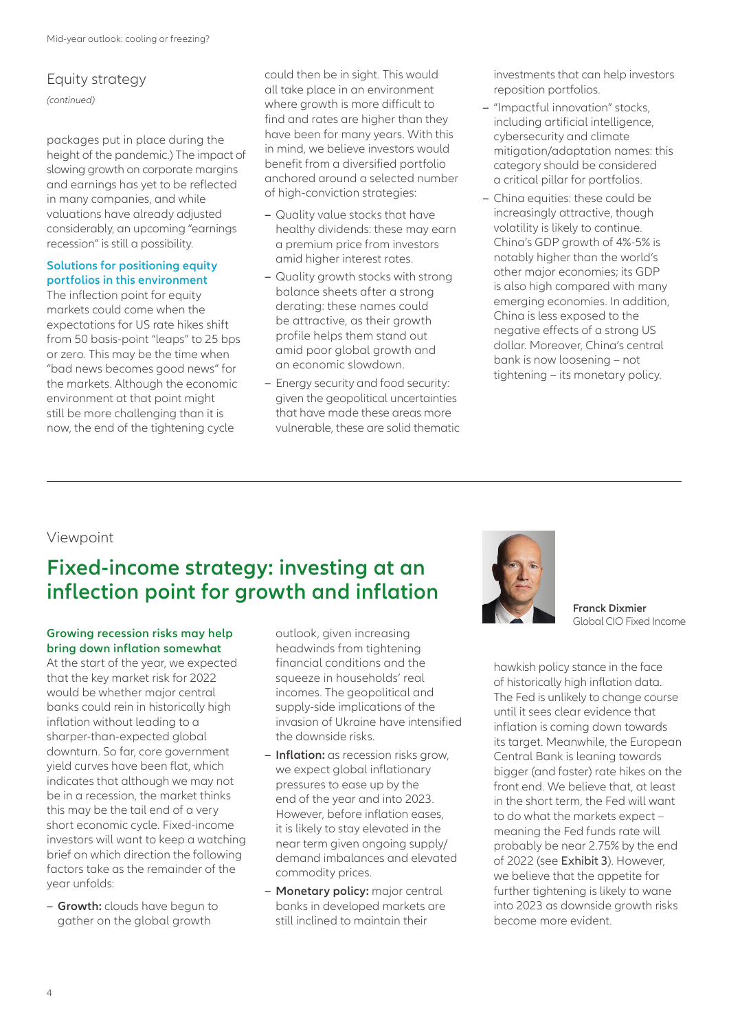## Equity strategy

*(continued)*

packages put in place during the height of the pandemic.) The impact of slowing growth on corporate margins and earnings has yet to be reflected in many companies, and while valuations have already adjusted considerably, an upcoming "earnings recession" is still a possibility.

### Solutions for positioning equity portfolios in this environment

The inflection point for equity markets could come when the expectations for US rate hikes shift from 50 basis-point "leaps" to 25 bps or zero. This may be the time when "bad news becomes good news" for the markets. Although the economic environment at that point might still be more challenging than it is now, the end of the tightening cycle could then be in sight. This would all take place in an environment where growth is more difficult to find and rates are higher than they have been for many years. With this in mind, we believe investors would benefit from a diversified portfolio anchored around a selected number of high-conviction strategies:

- Quality value stocks that have healthy dividends: these may earn a premium price from investors amid higher interest rates.
- Quality growth stocks with strong balance sheets after a strong derating: these names could be attractive, as their growth profile helps them stand out amid poor global growth and an economic slowdown.
- Energy security and food security: given the geopolitical uncertainties that have made these areas more vulnerable, these are solid thematic investments that can help investors reposition portfolios.
- "Impactful innovation" stocks, including artificial intelligence, cybersecurity and climate mitigation/adaptation names: this category should be considered a critical pillar for portfolios.
- China equities: these could be increasingly attractive, though volatility is likely to continue. China's GDP growth of 4%-5% is notably higher than the world's other major economies; its GDP is also high compared with many emerging economies. In addition, China is less exposed to the negative effects of a strong US dollar. Moreover, China's central bank is now loosening – not tightening – its monetary policy.

---

Viewpoint

# Fixed-income strategy: investing at an inflection point for growth and inflation

**Franck Dixmier**
Global CIO Fixed Income

### Growing recession risks may help bring down inflation somewhat

At the start of the year, we expected that the key market risk for 2022 would be whether major central banks could rein in historically high inflation without leading to a sharper-than-expected global downturn. So far, core government yield curves have been flat, which indicates that although we may not be in a recession, the market thinks this may be the tail end of a very short economic cycle. Fixed-income investors will want to keep a watching brief on which direction the following factors take as the remainder of the year unfolds:

- **Growth:** clouds have begun to gather on the global growth outlook, given increasing headwinds from tightening financial conditions and the squeeze in households' real incomes. The geopolitical and supply-side implications of the invasion of Ukraine have intensified the downside risks.
- **Inflation:** as recession risks grow, we expect global inflationary pressures to ease up by the end of the year and into 2023. However, before inflation eases, it is likely to stay elevated in the near term given ongoing supply/demand imbalances and elevated commodity prices.
- **Monetary policy:** major central banks in developed markets are still inclined to maintain their hawkish policy stance in the face of historically high inflation data. The Fed is unlikely to change course until it sees clear evidence that inflation is coming down towards its target. Meanwhile, the European Central Bank is leaning towards bigger (and faster) rate hikes on the front end. We believe that, at least in the short term, the Fed will want to do what the markets expect – meaning the Fed funds rate will probably be near 2.75% by the end of 2022 (see Exhibit 3). However, we believe that the appetite for further tightening is likely to wane into 2023 as downside growth risks become more evident.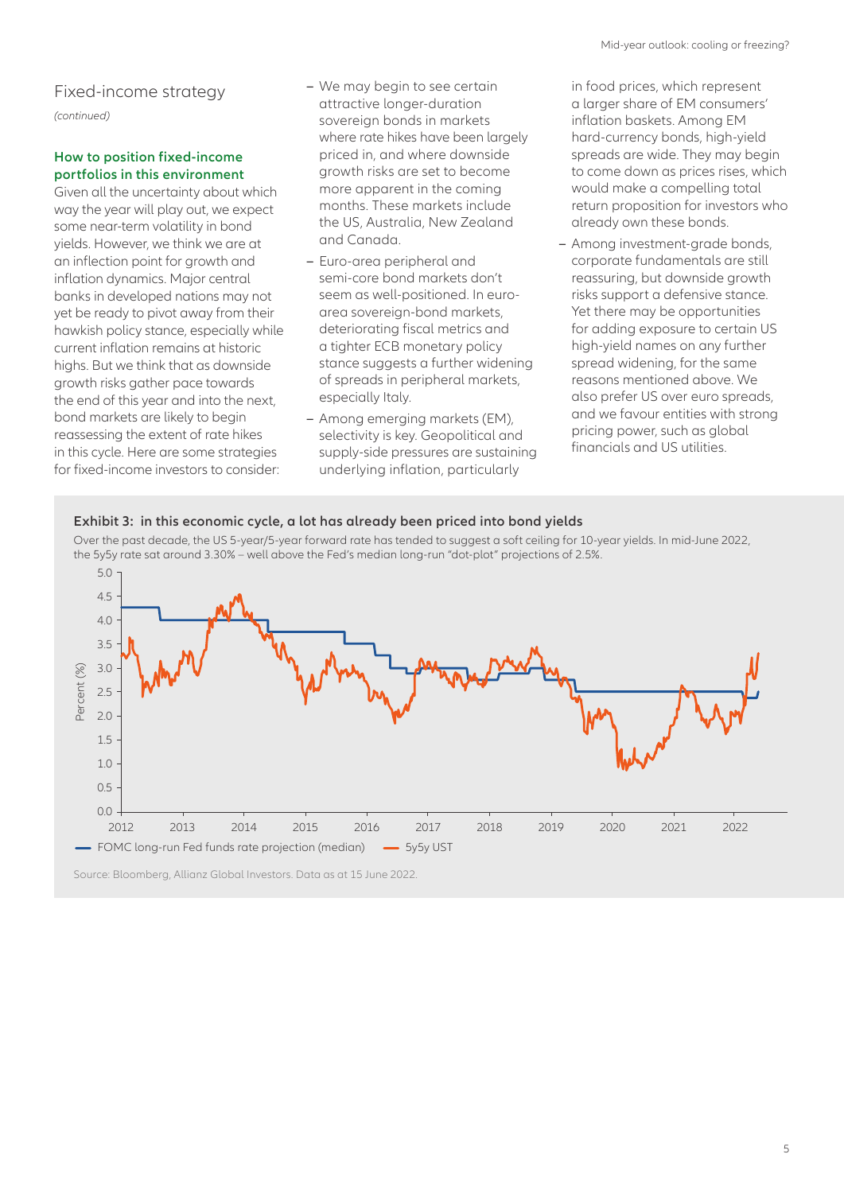## Fixed-income strategy

*(continued)*

### How to position fixed-income portfolios in this environment

Given all the uncertainty about which way the year will play out, we expect some near-term volatility in bond yields. However, we think we are at an inflection point for growth and inflation dynamics. Major central banks in developed nations may not yet be ready to pivot away from their hawkish policy stance, especially while current inflation remains at historic highs. But we think that as downside growth risks gather pace towards the end of this year and into the next, bond markets are likely to begin reassessing the extent of rate hikes in this cycle. Here are some strategies for fixed-income investors to consider:

- We may begin to see certain attractive longer-duration sovereign bonds in markets where rate hikes have been largely priced in, and where downside growth risks are set to become more apparent in the coming months. These markets include the US, Australia, New Zealand and Canada.
- Euro-area peripheral and semi-core bond markets don't seem as well-positioned. In euro-area sovereign-bond markets, deteriorating fiscal metrics and a tighter ECB monetary policy stance suggests a further widening of spreads in peripheral markets, especially Italy.
- Among emerging markets (EM), selectivity is key. Geopolitical and supply-side pressures are sustaining underlying inflation, particularly in food prices, which represent a larger share of EM consumers' inflation baskets. Among EM hard-currency bonds, high-yield spreads are wide. They may begin to come down as prices rises, which would make a compelling total return proposition for investors who already own these bonds.
- Among investment-grade bonds, corporate fundamentals are still reassuring, but downside growth risks support a defensive stance. Yet there may be opportunities for adding exposure to certain US high-yield names on any further spread widening, for the same reasons mentioned above. We also prefer US over euro spreads, and we favour entities with strong pricing power, such as global financials and US utilities.

**Exhibit 3: in this economic cycle, a lot has already been priced into bond yields**

Over the past decade, the US 5-year/5-year forward rate has tended to suggest a soft ceiling for 10-year yields. In mid-June 2022, the 5y5y rate sat around 3.30% – well above the Fed's median long-run "dot-plot" projections of 2.5%.

Percent (%)
5.0
4.5
4.0
3.5
3.0
2.5
2.0
1.5
1.0
0.5
0.0
2012 2013 2014 2015 2016 2017 2018 2019 2020 2021 2022
FOMC long-run Fed funds rate projection (median)
5y5y UST

Source: Bloomberg, Allianz Global Investors. Data as at 15 June 2022.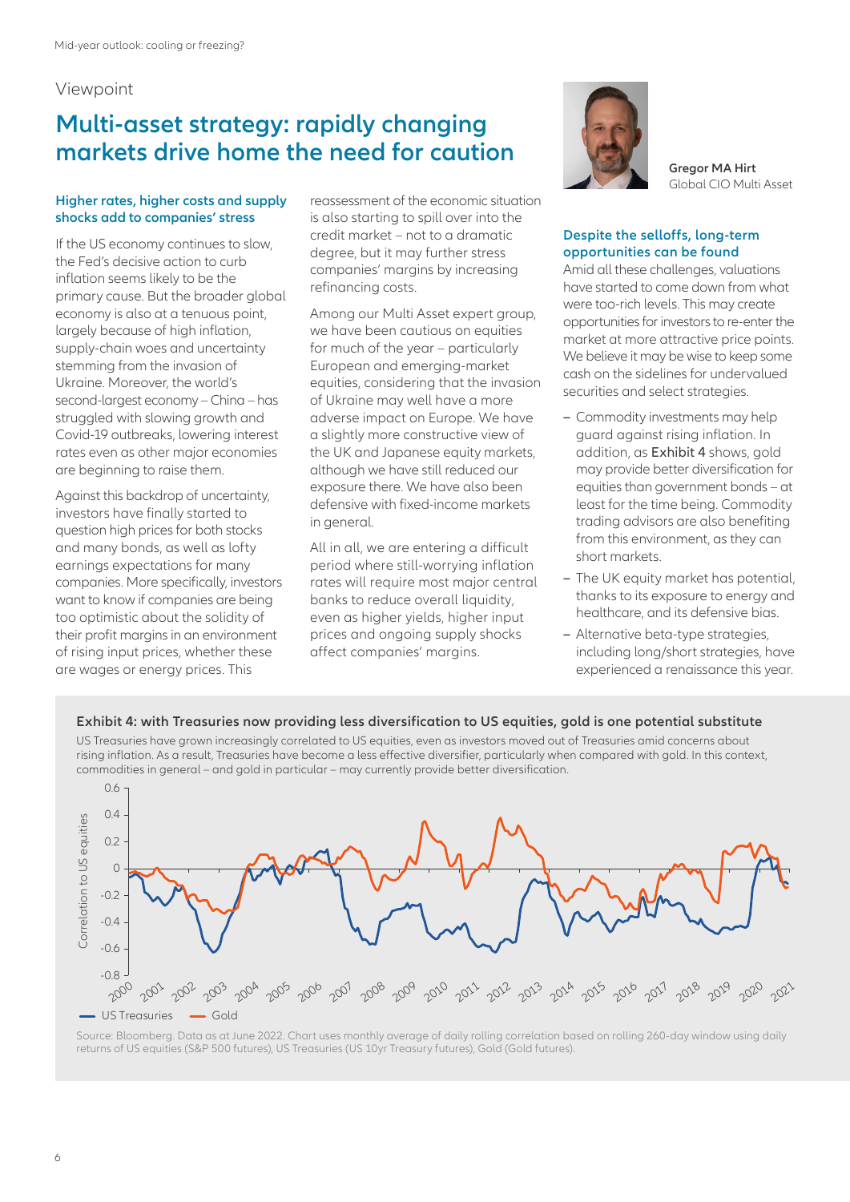Viewpoint

# Multi-asset strategy: rapidly changing markets drive home the need for caution

**Gregor MA Hirt**
Global CIO Multi Asset

### Higher rates, higher costs and supply shocks add to companies' stress

If the US economy continues to slow, the Fed's decisive action to curb inflation seems likely to be the primary cause. But the broader global economy is also at a tenuous point, largely because of high inflation, supply-chain woes and uncertainty stemming from the invasion of Ukraine. Moreover, the world's second-largest economy – China – has struggled with slowing growth and Covid-19 outbreaks, lowering interest rates even as other major economies are beginning to raise them.

Against this backdrop of uncertainty, investors have finally started to question high prices for both stocks and many bonds, as well as lofty earnings expectations for many companies. More specifically, investors want to know if companies are being too optimistic about the solidity of their profit margins in an environment of rising input prices, whether these are wages or energy prices. This reassessment of the economic situation is also starting to spill over into the credit market – not to a dramatic degree, but it may further stress companies' margins by increasing refinancing costs.

Among our Multi Asset expert group, we have been cautious on equities for much of the year – particularly European and emerging-market equities, considering that the invasion of Ukraine may well have a more adverse impact on Europe. We have a slightly more constructive view of the UK and Japanese equity markets, although we have still reduced our exposure there. We have also been defensive with fixed-income markets in general.

All in all, we are entering a difficult period where still-worrying inflation rates will require most major central banks to reduce overall liquidity, even as higher yields, higher input prices and ongoing supply shocks affect companies' margins.

### Despite the selloffs, long-term opportunities can be found

Amid all these challenges, valuations have started to come down from what were too-rich levels. This may create opportunities for investors to re-enter the market at more attractive price points. We believe it may be wise to keep some cash on the sidelines for undervalued securities and select strategies.

- Commodity investments may help guard against rising inflation. In addition, as Exhibit 4 shows, gold may provide better diversification for equities than government bonds – at least for the time being. Commodity trading advisors are also benefiting from this environment, as they can short markets.
- The UK equity market has potential, thanks to its exposure to energy and healthcare, and its defensive bias.
- Alternative beta-type strategies, including long/short strategies, have experienced a renaissance this year.

**Exhibit 4: with Treasuries now providing less diversification to US equities, gold is one potential substitute**

US Treasuries have grown increasingly correlated to US equities, even as investors moved out of Treasuries amid concerns about rising inflation. As a result, Treasuries have become a less effective diversifier, particularly when compared with gold. In this context, commodities in general – and gold in particular – may currently provide better diversification.

Correlation to US equities

0.6
0.4
0.2
0
-0.2
-0.4
-0.6
-0.8

2000 2001 2002 2003 2004 2005 2006 2007 2008 2009 2010 2011 2012 2013 2014 2015 2016 2017 2018 2019 2020 2021

US Treasuries
Gold

Source: Bloomberg. Data as at June 2022. Chart uses monthly average of daily rolling correlation based on rolling 260-day window using daily returns of US equities (S&P 500 futures), US Treasuries (US 10yr Treasury futures), Gold (Gold futures).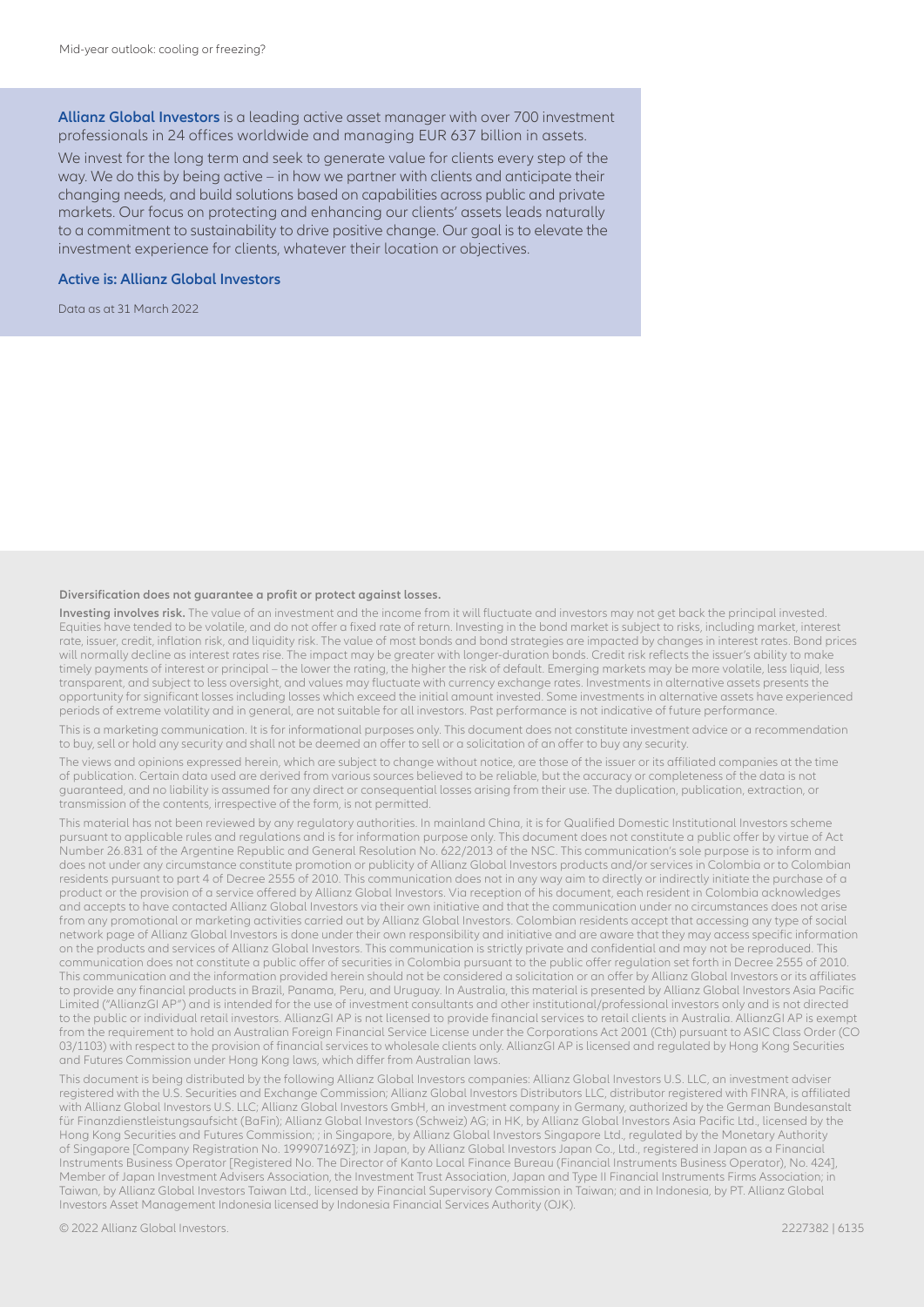**Allianz Global Investors** is a leading active asset manager with over 700 investment professionals in 24 offices worldwide and managing EUR 637 billion in assets.

We invest for the long term and seek to generate value for clients every step of the way. We do this by being active – in how we partner with clients and anticipate their changing needs, and build solutions based on capabilities across public and private markets. Our focus on protecting and enhancing our clients' assets leads naturally to a commitment to sustainability to drive positive change. Our goal is to elevate the investment experience for clients, whatever their location or objectives.

**Active is: Allianz Global Investors**

Data as at 31 March 2022

**Diversification does not guarantee a profit or protect against losses.**

**Investing involves risk.** The value of an investment and the income from it will fluctuate and investors may not get back the principal invested. Equities have tended to be volatile, and do not offer a fixed rate of return. Investing in the bond market is subject to risks, including market, interest rate, issuer, credit, inflation risk, and liquidity risk. The value of most bonds and bond strategies are impacted by changes in interest rates. Bond prices will normally decline as interest rates rise. The impact may be greater with longer-duration bonds. Credit risk reflects the issuer's ability to make timely payments of interest or principal – the lower the rating, the higher the risk of default. Emerging markets may be more volatile, less liquid, less transparent, and subject to less oversight, and values may fluctuate with currency exchange rates. Investments in alternative assets presents the opportunity for significant losses including losses which exceed the initial amount invested. Some investments in alternative assets have experienced periods of extreme volatility and in general, are not suitable for all investors. Past performance is not indicative of future performance.

This is a marketing communication. It is for informational purposes only. This document does not constitute investment advice or a recommendation to buy, sell or hold any security and shall not be deemed an offer to sell or a solicitation of an offer to buy any security.

The views and opinions expressed herein, which are subject to change without notice, are those of the issuer or its affiliated companies at the time of publication. Certain data used are derived from various sources believed to be reliable, but the accuracy or completeness of the data is not guaranteed, and no liability is assumed for any direct or consequential losses arising from their use. The duplication, publication, extraction, or transmission of the contents, irrespective of the form, is not permitted.

This material has not been reviewed by any regulatory authorities. In mainland China, it is for Qualified Domestic Institutional Investors scheme pursuant to applicable rules and regulations and is for information purpose only. This document does not constitute a public offer by virtue of Act Number 26.831 of the Argentine Republic and General Resolution No. 622/2013 of the NSC. This communication's sole purpose is to inform and does not under any circumstance constitute promotion or publicity of Allianz Global Investors products and/or services in Colombia or to Colombian residents pursuant to part 4 of Decree 2555 of 2010. This communication does not in any way aim to directly or indirectly initiate the purchase of a product or the provision of a service offered by Allianz Global Investors. Via reception of his document, each resident in Colombia acknowledges and accepts to have contacted Allianz Global Investors via their own initiative and that the communication under no circumstances does not arise from any promotional or marketing activities carried out by Allianz Global Investors. Colombian residents accept that accessing any type of social network page of Allianz Global Investors is done under their own responsibility and initiative and are aware that they may access specific information on the products and services of Allianz Global Investors. This communication is strictly private and confidential and may not be reproduced. This communication does not constitute a public offer of securities in Colombia pursuant to the public offer regulation set forth in Decree 2555 of 2010. This communication and the information provided herein should not be considered a solicitation or an offer by Allianz Global Investors or its affiliates to provide any financial products in Brazil, Panama, Peru, and Uruguay. In Australia, this material is presented by Allianz Global Investors Asia Pacific Limited ("AllianzGI AP") and is intended for the use of investment consultants and other institutional/professional investors only and is not directed to the public or individual retail investors. AllianzGI AP is not licensed to provide financial services to retail clients in Australia. AllianzGI AP is exempt from the requirement to hold an Australian Foreign Financial Service License under the Corporations Act 2001 (Cth) pursuant to ASIC Class Order (CO 03/1103) with respect to the provision of financial services to wholesale clients only. AllianzGI AP is licensed and regulated by Hong Kong Securities and Futures Commission under Hong Kong laws, which differ from Australian laws.

This document is being distributed by the following Allianz Global Investors companies: Allianz Global Investors U.S. LLC, an investment adviser registered with the U.S. Securities and Exchange Commission; Allianz Global Investors Distributors LLC, distributor registered with FINRA, is affiliated with Allianz Global Investors U.S. LLC; Allianz Global Investors GmbH, an investment company in Germany, authorized by the German Bundesanstalt für Finanzdienstleistungsaufsicht (BaFin); Allianz Global Investors (Schweiz) AG; in HK, by Allianz Global Investors Asia Pacific Ltd., licensed by the Hong Kong Securities and Futures Commission; ; in Singapore, by Allianz Global Investors Singapore Ltd., regulated by the Monetary Authority of Singapore [Company Registration No. 199907169Z]; in Japan, by Allianz Global Investors Japan Co., Ltd., registered in Japan as a Financial Instruments Business Operator [Registered No. The Director of Kanto Local Finance Bureau (Financial Instruments Business Operator), No. 424], Member of Japan Investment Advisers Association, the Investment Trust Association, Japan and Type II Financial Instruments Firms Association; in Taiwan, by Allianz Global Investors Taiwan Ltd., licensed by Financial Supervisory Commission in Taiwan; and in Indonesia, by PT. Allianz Global Investors Asset Management Indonesia licensed by Indonesia Financial Services Authority (OJK).

© 2022 Allianz Global Investors. 2227382 | 6135